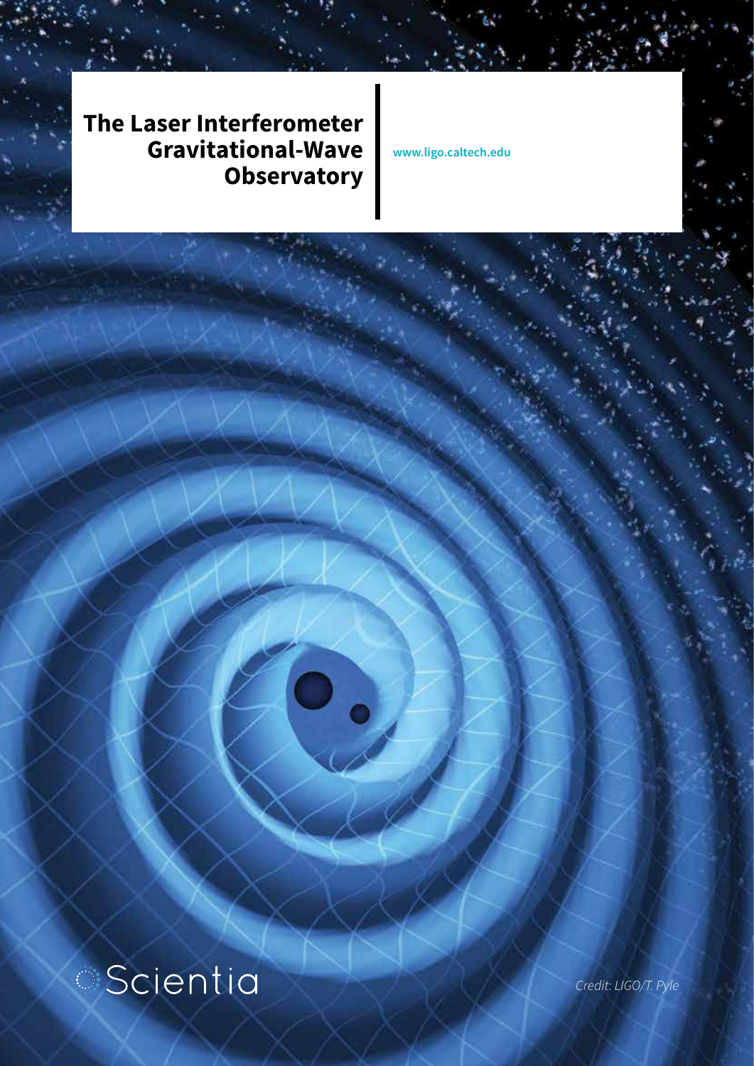# The Laser Interferometer Gravitational-Wave Observatory

www.ligo.caltech.edu

Scientia

*Credit: LIGO/T. Pyle*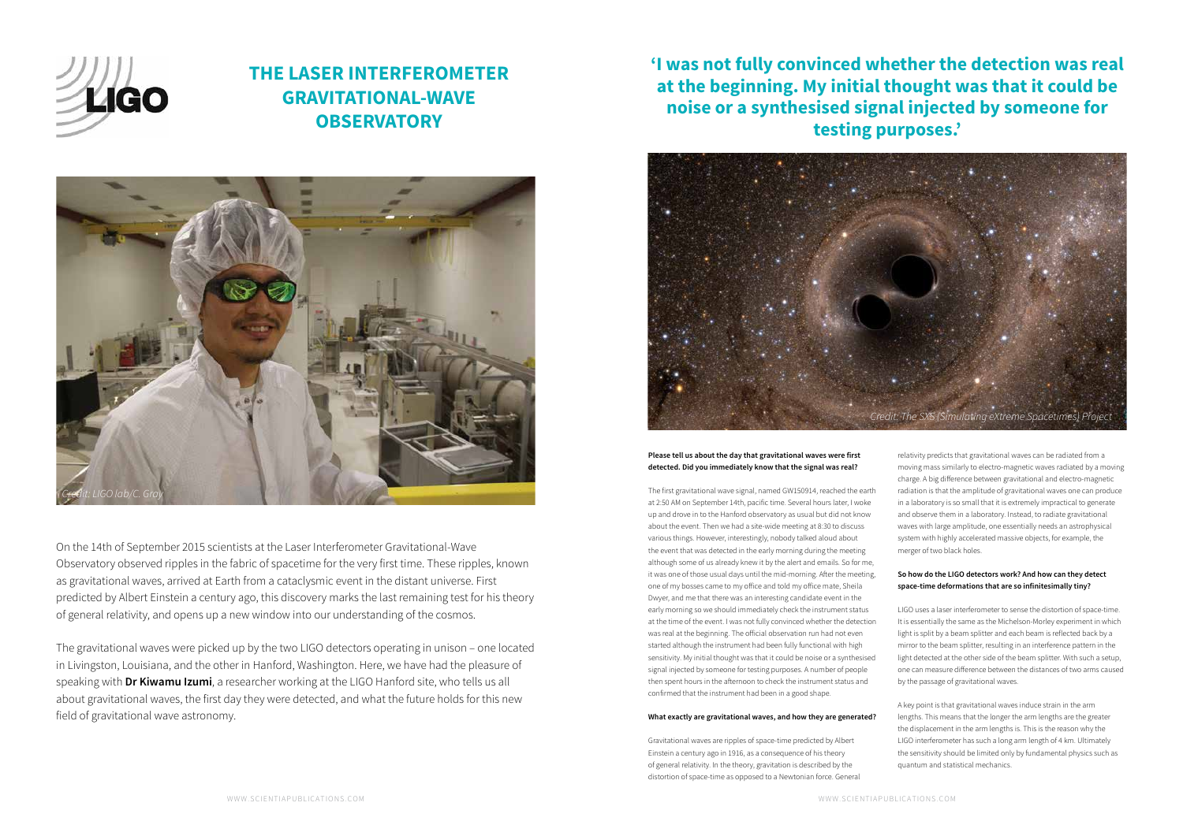# THE LASER INTERFEROMETER GRAVITATIONAL-WAVE OBSERVATORY

*Credit: LIGO lab/C. Gray*

On the 14th of September 2015 scientists at the Laser Interferometer Gravitational-Wave Observatory observed ripples in the fabric of spacetime for the very first time. These ripples, known as gravitational waves, arrived at Earth from a cataclysmic event in the distant universe. First predicted by Albert Einstein a century ago, this discovery marks the last remaining test for his theory of general relativity, and opens up a new window into our understanding of the cosmos.

The gravitational waves were picked up by the two LIGO detectors operating in unison – one located in Livingston, Louisiana, and the other in Hanford, Washington. Here, we have had the pleasure of speaking with **Dr Kiwamu Izumi**, a researcher working at the LIGO Hanford site, who tells us all about gravitational waves, the first day they were detected, and what the future holds for this new field of gravitational wave astronomy.

## 'I was not fully convinced whether the detection was real at the beginning. My initial thought was that it could be noise or a synthesised signal injected by someone for testing purposes.'

*Credit: The SXS (Simulating eXtreme Spacetimes) Project*

**Please tell us about the day that gravitational waves were first detected. Did you immediately know that the signal was real?**

The first gravitational wave signal, named GW150914, reached the earth at 2:50 AM on September 14th, pacific time. Several hours later, I woke up and drove in to the Hanford observatory as usual but did not know about the event. Then we had a site-wide meeting at 8:30 to discuss various things. However, interestingly, nobody talked aloud about the event that was detected in the early morning during the meeting although some of us already knew it by the alert and emails. So for me, it was one of those usual days until the mid-morning. After the meeting, one of my bosses came to my office and told my office mate, Sheila Dwyer, and me that there was an interesting candidate event in the early morning so we should immediately check the instrument status at the time of the event. I was not fully convinced whether the detection was real at the beginning. The official observation run had not even started although the instrument had been fully functional with high sensitivity. My initial thought was that it could be noise or a synthesised signal injected by someone for testing purposes. A number of people then spent hours in the afternoon to check the instrument status and confirmed that the instrument had been in a good shape.

**What exactly are gravitational waves, and how they are generated?**

Gravitational waves are ripples of space-time predicted by Albert Einstein a century ago in 1916, as a consequence of his theory of general relativity. In the theory, gravitation is described by the distortion of space-time as opposed to a Newtonian force. General relativity predicts that gravitational waves can be radiated from a moving mass similarly to electro-magnetic waves radiated by a moving charge. A big difference between gravitational and electro-magnetic radiation is that the amplitude of gravitational waves one can produce in a laboratory is so small that it is extremely impractical to generate and observe them in a laboratory. Instead, to radiate gravitational waves with large amplitude, one essentially needs an astrophysical system with highly accelerated massive objects, for example, the merger of two black holes.

**So how do the LIGO detectors work? And how can they detect space-time deformations that are so infinitesimally tiny?**

LIGO uses a laser interferometer to sense the distortion of space-time. It is essentially the same as the Michelson-Morley experiment in which light is split by a beam splitter and each beam is reflected back by a mirror to the beam splitter, resulting in an interference pattern in the light detected at the other side of the beam splitter. With such a setup, one can measure difference between the distances of two arms caused by the passage of gravitational waves.

A key point is that gravitational waves induce strain in the arm lengths. This means that the longer the arm lengths are the greater the displacement in the arm lengths is. This is the reason why the LIGO interferometer has such a long arm length of 4 km. Ultimately the sensitivity should be limited only by fundamental physics such as quantum and statistical mechanics.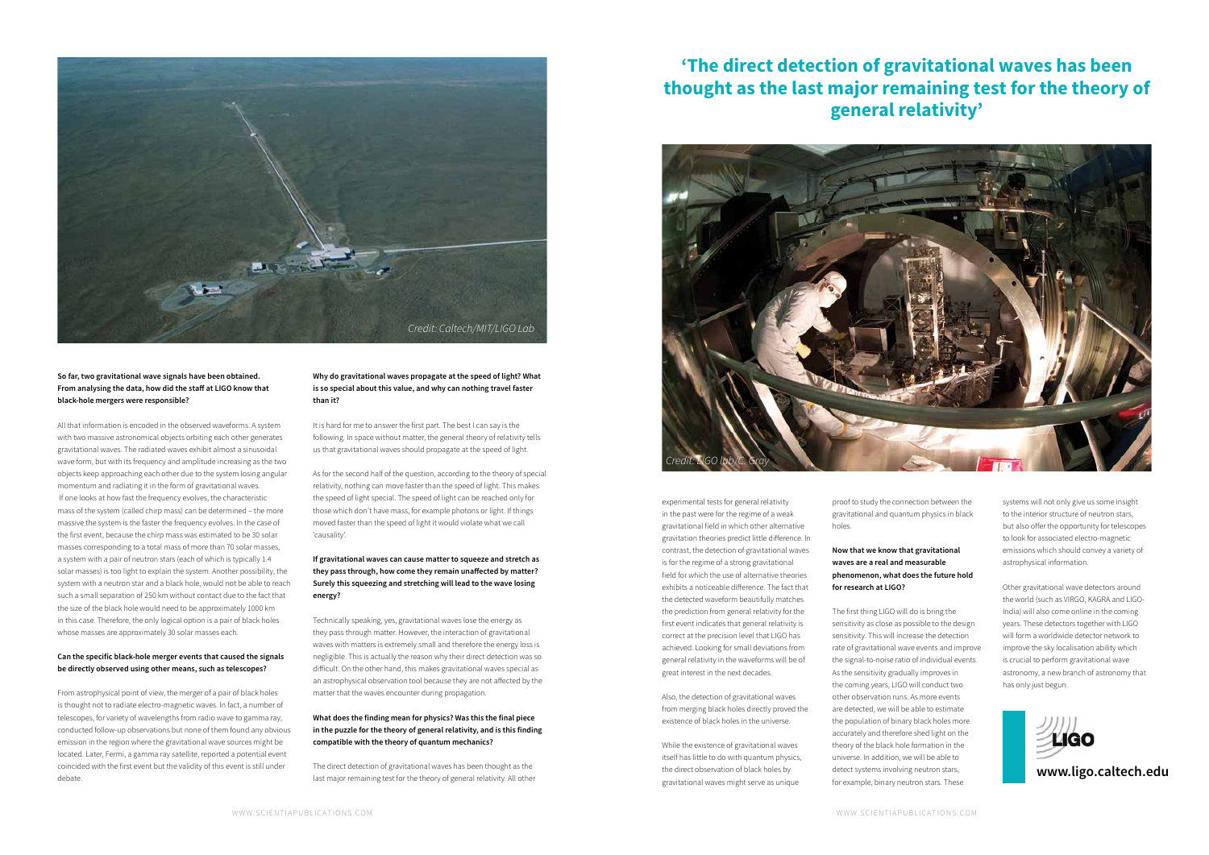*Credit: Caltech/MIT/LIGO Lab*

**So far, two gravitational wave signals have been obtained. From analysing the data, how did the staff at LIGO know that black-hole mergers were responsible?**

All that information is encoded in the observed waveforms. A system with two massive astronomical objects orbiting each other generates gravitational waves. The radiated waves exhibit almost a sinusoidal wave form, but with its frequency and amplitude increasing as the two objects keep approaching each other due to the system losing angular momentum and radiating it in the form of gravitational waves. If one looks at how fast the frequency evolves, the characteristic mass of the system (called chirp mass) can be determined – the more massive the system is the faster the frequency evolves. In the case of the first event, because the chirp mass was estimated to be 30 solar masses corresponding to a total mass of more than 70 solar masses, a system with a pair of neutron stars (each of which is typically 1.4 solar masses) is too light to explain the system. Another possibility, the system with a neutron star and a black hole, would not be able to reach such a small separation of 250 km without contact due to the fact that the size of the black hole would need to be approximately 1000 km in this case. Therefore, the only logical option is a pair of black holes whose masses are approximately 30 solar masses each.

**Can the specific black-hole merger events that caused the signals be directly observed using other means, such as telescopes?**

From astrophysical point of view, the merger of a pair of black holes is thought not to radiate electro-magnetic waves. In fact, a number of telescopes, for variety of wavelengths from radio wave to gamma ray, conducted follow-up observations but none of them found any obvious emission in the region where the gravitational wave sources might be located. Later, Fermi, a gamma ray satellite, reported a potential event coincided with the first event but the validity of this event is still under debate.

**Why do gravitational waves propagate at the speed of light? What is so special about this value, and why can nothing travel faster than it?**

It is hard for me to answer the first part. The best I can say is the following. In space without matter, the general theory of relativity tells us that gravitational waves should propagate at the speed of light.

As for the second half of the question, according to the theory of special relativity, nothing can move faster than the speed of light. This makes the speed of light special. The speed of light can be reached only for those which don't have mass, for example photons or light. If things moved faster than the speed of light it would violate what we call 'causality'.

**If gravitational waves can cause matter to squeeze and stretch as they pass through, how come they remain unaffected by matter? Surely this squeezing and stretching will lead to the wave losing energy?**

Technically speaking, yes, gravitational waves lose the energy as they pass through matter. However, the interaction of gravitational waves with matters is extremely small and therefore the energy loss is negligible. This is actually the reason why their direct detection was so difficult. On the other hand, this makes gravitational waves special as an astrophysical observation tool because they are not affected by the matter that the waves encounter during propagation.

**What does the finding mean for physics? Was this the final piece in the puzzle for the theory of general relativity, and is this finding compatible with the theory of quantum mechanics?**

The direct detection of gravitational waves has been thought as the last major remaining test for the theory of general relativity. All other experimental tests for general relativity in the past were for the regime of a weak gravitational field in which other alternative gravitation theories predict little difference. In contrast, the detection of gravitational waves is for the regime of a strong gravitational field for which the use of alternative theories exhibits a noticeable difference. The fact that the detected waveform beautifully matches the prediction from general relativity for the first event indicates that general relativity is correct at the precision level that LIGO has achieved. Looking for small deviations from general relativity in the waveforms will be of great interest in the next decades.

Also, the detection of gravitational waves from merging black holes directly proved the existence of black holes in the universe.

While the existence of gravitational waves itself has little to do with quantum physics, the direct observation of black holes by gravitational waves might serve as unique proof to study the connection between the gravitational and quantum physics in black holes.

**Now that we know that gravitational waves are a real and measurable phenomenon, what does the future hold for research at LIGO?**

The first thing LIGO will do is bring the sensitivity as close as possible to the design sensitivity. This will increase the detection rate of gravitational wave events and improve the signal-to-noise ratio of individual events. As the sensitivity gradually improves in the coming years, LIGO will conduct two other observation runs. As more events are detected, we will be able to estimate the population of binary black holes more accurately and therefore shed light on the theory of the black hole formation in the universe. In addition, we will be able to detect systems involving neutron stars, for example, binary neutron stars. These systems will not only give us some insight to the interior structure of neutron stars, but also offer the opportunity for telescopes to look for associated electro-magnetic emissions which should convey a variety of astrophysical information.

Other gravitational wave detectors around the world (such as VIRGO, KAGRA and LIGO-India) will also come online in the coming years. These detectors together with LIGO will form a worldwide detector network to improve the sky localisation ability which is crucial to perform gravitational wave astronomy, a new branch of astronomy that has only just begun.

## 'The direct detection of gravitational waves has been thought as the last major remaining test for the theory of general relativity'

*Credit: LIGO lab/C. Gray*

LIGO

**www.ligo.caltech.edu**